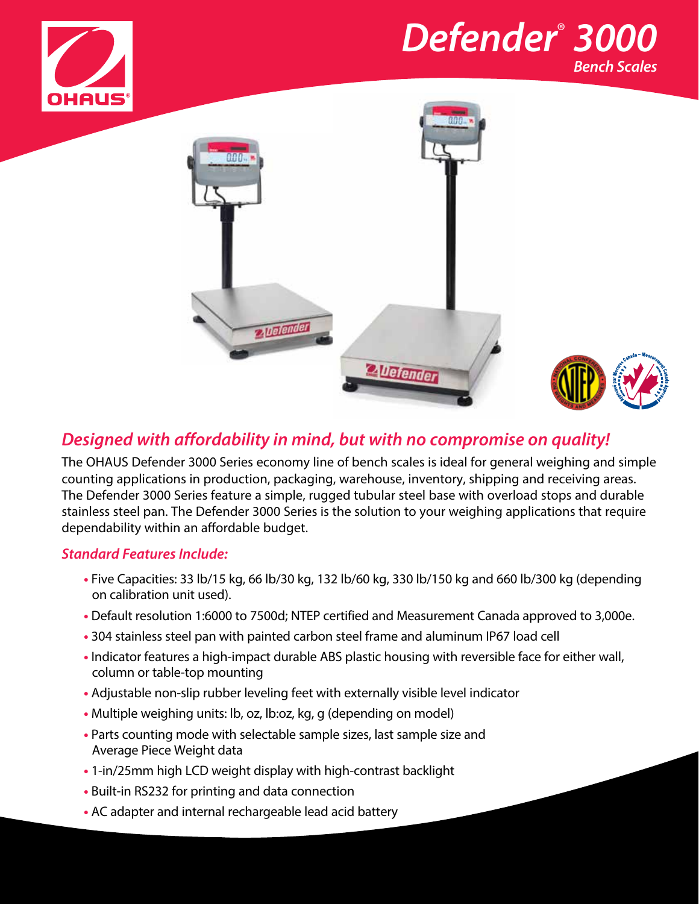# Defender® 3000

## Bench Scales

## *Designed with affordability in mind, but with no compromise on quality!*

The OHAUS Defender 3000 Series economy line of bench scales is ideal for general weighing and simple counting applications in production, packaging, warehouse, inventory, shipping and receiving areas. The Defender 3000 Series feature a simple, rugged tubular steel base with overload stops and durable stainless steel pan. The Defender 3000 Series is the solution to your weighing applications that require dependability within an affordable budget.

### *Standard Features Include:*

- Five Capacities: 33 lb/15 kg, 66 lb/30 kg, 132 lb/60 kg, 330 lb/150 kg and 660 lb/300 kg (depending on calibration unit used).
- Default resolution 1:6000 to 7500d; NTEP certified and Measurement Canada approved to 3,000e.
- 304 stainless steel pan with painted carbon steel frame and aluminum IP67 load cell
- Indicator features a high-impact durable ABS plastic housing with reversible face for either wall, column or table-top mounting
- Adjustable non-slip rubber leveling feet with externally visible level indicator
- Multiple weighing units: lb, oz, lb:oz, kg, g (depending on model)
- Parts counting mode with selectable sample sizes, last sample size and Average Piece Weight data
- 1-in/25mm high LCD weight display with high-contrast backlight
- Built-in RS232 for printing and data connection
- AC adapter and internal rechargeable lead acid battery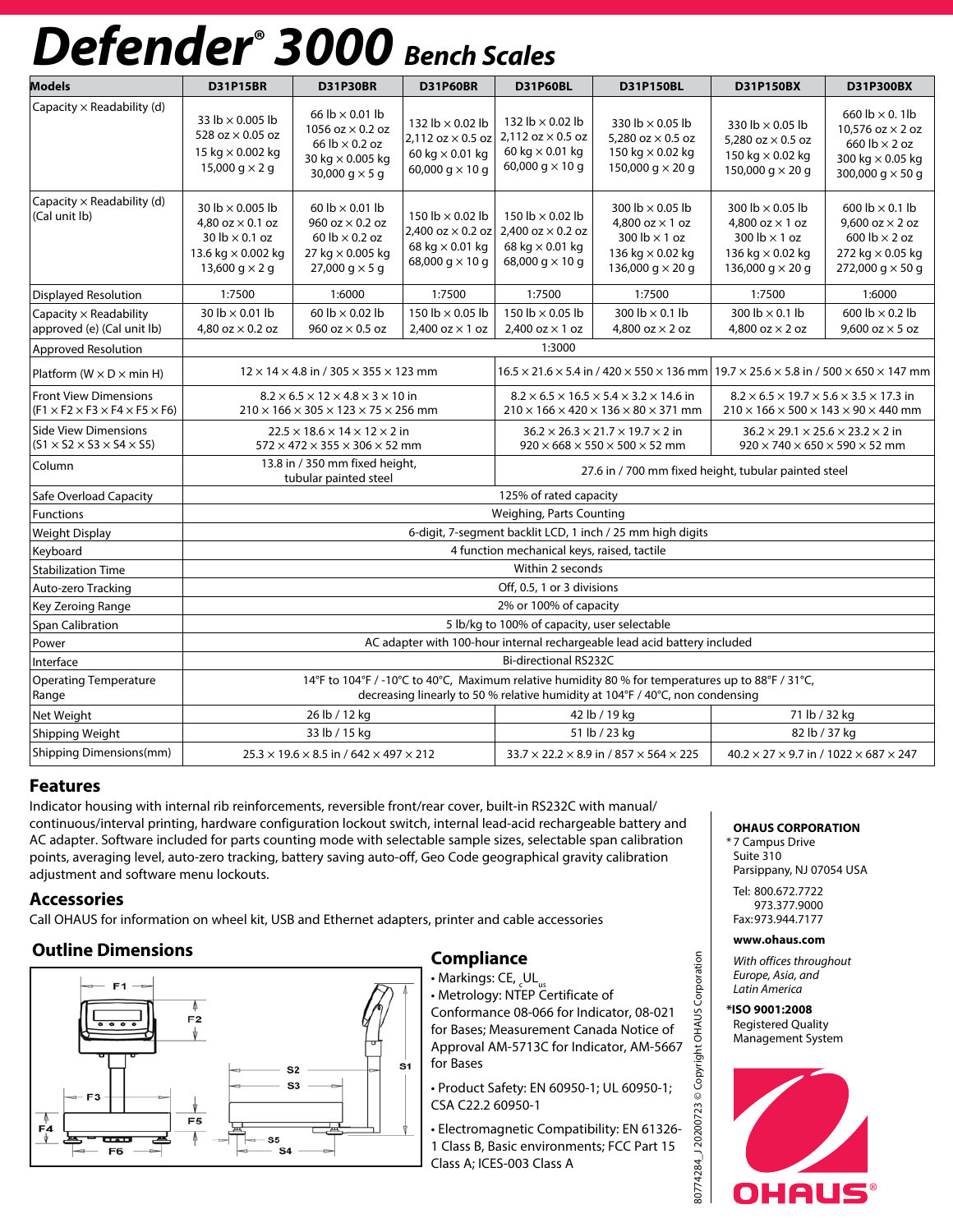# Defender® 3000 Bench Scales

| Models | D31P15BR | D31P30BR | D31P60BR | D31P60BL | D31P150BL | D31P150BX | D31P300BX |
|---|---|---|---|---|---|---|---|
| Capacity × Readability (d) | 33 lb × 0.005 lb<br>528 oz × 0.05 oz<br>15 kg × 0.002 kg<br>15,000 g × 2 g | 66 lb × 0.01 lb<br>1056 oz × 0.2 oz<br>66 lb × 0.2 oz<br>30 kg × 0.005 kg<br>30,000 g × 5 g | 132 lb × 0.02 lb<br>2,112 oz × 0.5 oz<br>60 kg × 0.01 kg<br>60,000 g × 10 g | 132 lb × 0.02 lb<br>2,112 oz × 0.5 oz<br>60 kg × 0.01 kg<br>60,000 g × 10 g | 330 lb × 0.05 lb<br>5,280 oz × 0.5 oz<br>150 kg × 0.02 kg<br>150,000 g × 20 g | 330 lb × 0.05 lb<br>5,280 oz × 0.5 oz<br>150 kg × 0.02 kg<br>150,000 g × 20 g | 660 lb × 0. 1lb<br>10,576 oz × 2 oz<br>660 lb × 2 oz<br>300 kg × 0.05 kg<br>300,000 g × 50 g |
| Capacity × Readability (d) (Cal unit lb) | 30 lb × 0.005 lb<br>4,80 oz × 0.1 oz<br>30 lb × 0.1 oz<br>13.6 kg × 0.002 kg<br>13,600 g × 2 g | 60 lb × 0.01 lb<br>960 oz × 0.2 oz<br>60 lb × 0.2 oz<br>27 kg × 0.005 kg<br>27,000 g × 5 g | 150 lb × 0.02 lb<br>2,400 oz × 0.2 oz<br>68 kg × 0.01 kg<br>68,000 g × 10 g | 150 lb × 0.02 lb<br>2,400 oz × 0.2 oz<br>68 kg × 0.01 kg<br>68,000 g × 10 g | 300 lb × 0.05 lb<br>4,800 oz × 1 oz<br>300 lb × 1 oz<br>136 kg × 0.02 kg<br>136,000 g × 20 g | 300 lb × 0.05 lb<br>4,800 oz × 1 oz<br>300 lb × 1 oz<br>136 kg × 0.02 kg<br>136,000 g × 20 g | 600 lb × 0.1 lb<br>9,600 oz × 2 oz<br>600 lb × 2 oz<br>272 kg × 0.05 kg<br>272,000 g × 50 g |
| Displayed Resolution | 1:7500 | 1:6000 | 1:7500 | 1:7500 | 1:7500 | 1:7500 | 1:6000 |
| Capacity × Readability approved (e) (Cal unit lb) | 30 lb × 0.01 lb<br>4,80 oz × 0.2 oz | 60 lb × 0.02 lb<br>960 oz × 0.5 oz | 150 lb × 0.05 lb<br>2,400 oz × 1 oz | 150 lb × 0.05 lb<br>2,400 oz × 1 oz | 300 lb × 0.1 lb<br>4,800 oz × 2 oz | 300 lb × 0.1 lb<br>4,800 oz × 2 oz | 600 lb × 0.2 lb<br>9,600 oz × 5 oz |
| Approved Resolution | 1:3000 | | | | | | |
| Platform (W × D × min H) | 12 × 14 × 4.8 in / 305 × 355 × 123 mm | | | 16.5 × 21.6 × 5.4 in / 420 × 550 × 136 mm | | 19.7 × 25.6 × 5.8 in / 500 × 650 × 147 mm | |
| Front View Dimensions (F1 × F2 × F3 × F4 × F5 × F6) | 8.2 × 6.5 × 12 × 4.8 × 3 × 10 in<br>210 × 166 × 305 × 123 × 75 × 256 mm | | | 8.2 × 6.5 × 16.5 × 5.4 × 3.2 × 14.6 in<br>210 × 166 × 420 × 136 × 80 × 371 mm | | 8.2 × 6.5 × 19.7 × 5.6 × 3.5 × 17.3 in<br>210 × 166 × 500 × 143 × 90 × 440 mm | |
| Side View Dimensions (S1 × S2 × S3 × S4 × S5) | 22.5 × 18.6 × 14 × 12 × 2 in<br>572 × 472 × 355 × 306 × 52 mm | | | 36.2 × 26.3 × 21.7 × 19.7 × 2 in<br>920 × 668 × 550 × 500 × 52 mm | | 36.2 × 29.1 × 25.6 × 23.2 × 2 in<br>920 × 740 × 650 × 590 × 52 mm | |
| Column | 13.8 in / 350 mm fixed height, tubular painted steel | | | 27.6 in / 700 mm fixed height, tubular painted steel | | | |
| Safe Overload Capacity | 125% of rated capacity | | | | | | |
| Functions | Weighing, Parts Counting | | | | | | |
| Weight Display | 6-digit, 7-segment backlit LCD, 1 inch / 25 mm high digits | | | | | | |
| Keyboard | 4 function mechanical keys, raised, tactile | | | | | | |
| Stabilization Time | Within 2 seconds | | | | | | |
| Auto-zero Tracking | Off, 0.5, 1 or 3 divisions | | | | | | |
| Key Zeroing Range | 2% or 100% of capacity | | | | | | |
| Span Calibration | 5 lb/kg to 100% of capacity, user selectable | | | | | | |
| Power | AC adapter with 100-hour internal rechargeable lead acid battery included | | | | | | |
| Interface | Bi-directional RS232C | | | | | | |
| Operating Temperature Range | 14°F to 104°F / -10°C to 40°C, Maximum relative humidity 80 % for temperatures up to 88°F / 31°C, decreasing linearly to 50 % relative humidity at 104°F / 40°C, non condensing | | | | | | |
| Net Weight | 26 lb / 12 kg | | | 42 lb / 19 kg | | 71 lb / 32 kg | |
| Shipping Weight | 33 lb / 15 kg | | | 51 lb / 23 kg | | 82 lb / 37 kg | |
| Shipping Dimensions(mm) | 25.3 × 19.6 × 8.5 in / 642 × 497 × 212 | | | 33.7 × 22.2 × 8.9 in / 857 × 564 × 225 | | 40.2 × 27 × 9.7 in / 1022 × 687 × 247 | |

## Features

Indicator housing with internal rib reinforcements, reversible front/rear cover, built-in RS232C with manual/continuous/interval printing, hardware configuration lockout switch, internal lead-acid rechargeable battery and AC adapter. Software included for parts counting mode with selectable sample sizes, selectable span calibration points, averaging level, auto-zero tracking, battery saving auto-off, Geo Code geographical gravity calibration adjustment and software menu lockouts.

## Accessories

Call OHAUS for information on wheel kit, USB and Ethernet adapters, printer and cable accessories

## Outline Dimensions

F1
F2
F3
F4
F5
F6
S1
S2
S3
S4
S5

## Compliance

- Markings: CE, cULus
- Metrology: NTEP Certificate of Conformance 08-066 for Indicator, 08-021 for Bases; Measurement Canada Notice of Approval AM-5713C for Indicator, AM-5667 for Bases
- Product Safety: EN 60950-1; UL 60950-1; CSA C22.2 60950-1
- Electromagnetic Compatibility: EN 61326-1 Class B, Basic environments; FCC Part 15 Class A; ICES-003 Class A

80774284_J 20200723 © Copyright OHAUS Corporation

**OHAUS CORPORATION**
* 7 Campus Drive
Suite 310
Parsippany, NJ 07054 USA

Tel: 800.672.7722
973.377.9000
Fax: 973.944.7177

**www.ohaus.com**

*With offices throughout Europe, Asia, and Latin America*

***ISO 9001:2008**
Registered Quality Management System

OHAUS®